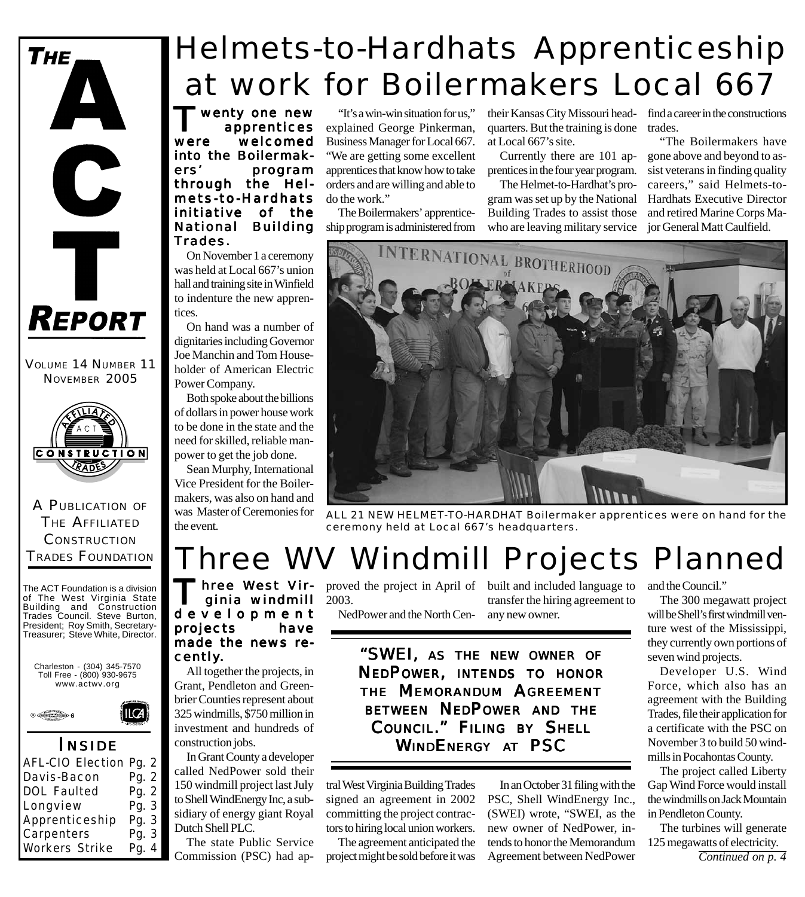# THE ACT REPORT

VOLUME 14 NUMBER 11
NOVEMBER 2005

A PUBLICATION OF THE AFFILIATED CONSTRUCTION TRADES FOUNDATION

The ACT Foundation is a division of The West Virginia State Building and Construction Trades Council. Steve Burton, President; Roy Smith, Secretary-Treasurer; Steve White, Director.

Charleston - (304) 345-7570
Toll Free - (800) 930-9675
www.actwv.org

## INSIDE

| | |
|---|---|
| AFL-CIO Election | Pg. 2 |
| Davis-Bacon | Pg. 2 |
| DOL Faulted | Pg. 2 |
| Longview | Pg. 3 |
| Apprenticeship | Pg. 3 |
| Carpenters | Pg. 3 |
| Workers Strike | Pg. 4 |

# Helmets-to-Hardhats Apprenticeship at work for Boilermakers Local 667

**Twenty one new apprentices were welcomed into the Boilermakers' program through the Helmets-to-Hardhats initiative of the National Building Trades.**

On November 1 a ceremony was held at Local 667's union hall and training site in Winfield to indenture the new apprentices.

On hand was a number of dignitaries including Governor Joe Manchin and Tom Householder of American Electric Power Company.

Both spoke about the billions of dollars in power house work to be done in the state and the need for skilled, reliable manpower to get the job done.

Sean Murphy, International Vice President for the Boilermakers, was also on hand and was Master of Ceremonies for the event.

"It's a win-win situation for us," explained George Pinkerman, Business Manager for Local 667. "We are getting some excellent apprentices that know how to take orders and are willing and able to do the work."

The Boilermakers' apprenticeship program is administered from their Kansas City Missouri headquarters. But the training is done at Local 667's site.

Currently there are 101 apprentices in the four year program.

The Helmet-to-Hardhat's program was set up by the National Building Trades to assist those who are leaving military service find a career in the constructions trades.

"The Boilermakers have gone above and beyond to assist veterans in finding quality careers," said Helmets-to-Hardhats Executive Director and retired Marine Corps Major General Matt Caulfield.

ALL 21 NEW HELMET-TO-HARDHAT Boilermaker apprentices were on hand for the ceremony held at Local 667's headquarters.

# Three WV Windmill Projects Planned

**Three West Virginia windmill development projects have made the news recently.**

All together the projects, in Grant, Pendleton and Greenbrier Counties represent about 325 windmills, $750 million in investment and hundreds of construction jobs.

In Grant County a developer called NedPower sold their 150 windmill project last July to Shell WindEnergy Inc, a subsidiary of energy giant Royal Dutch Shell PLC.

The state Public Service Commission (PSC) had approved the project in April of 2003.

NedPower and the North Central West Virginia Building Trades signed an agreement in 2002 committing the project contractors to hiring local union workers.

The agreement anticipated the project might be sold before it was built and included language to transfer the hiring agreement to any new owner.

> **"SWEI, AS THE NEW OWNER OF NEDPOWER, INTENDS TO HONOR THE MEMORANDUM AGREEMENT BETWEEN NEDPOWER AND THE COUNCIL." FILING BY SHELL WINDENERGY AT PSC**

In an October 31 filing with the PSC, Shell WindEnergy Inc., (SWEI) wrote, "SWEI, as the new owner of NedPower, intends to honor the Memorandum Agreement between NedPower and the Council."

The 300 megawatt project will be Shell's first windmill venture west of the Mississippi, they currently own portions of seven wind projects.

Developer U.S. Wind Force, which also has an agreement with the Building Trades, file their application for a certificate with the PSC on November 3 to build 50 windmills in Pocahontas County.

The project called Liberty Gap Wind Force would install the windmills on Jack Mountain in Pendleton County.

The turbines will generate 125 megawatts of electricity.

*Continued on p. 4*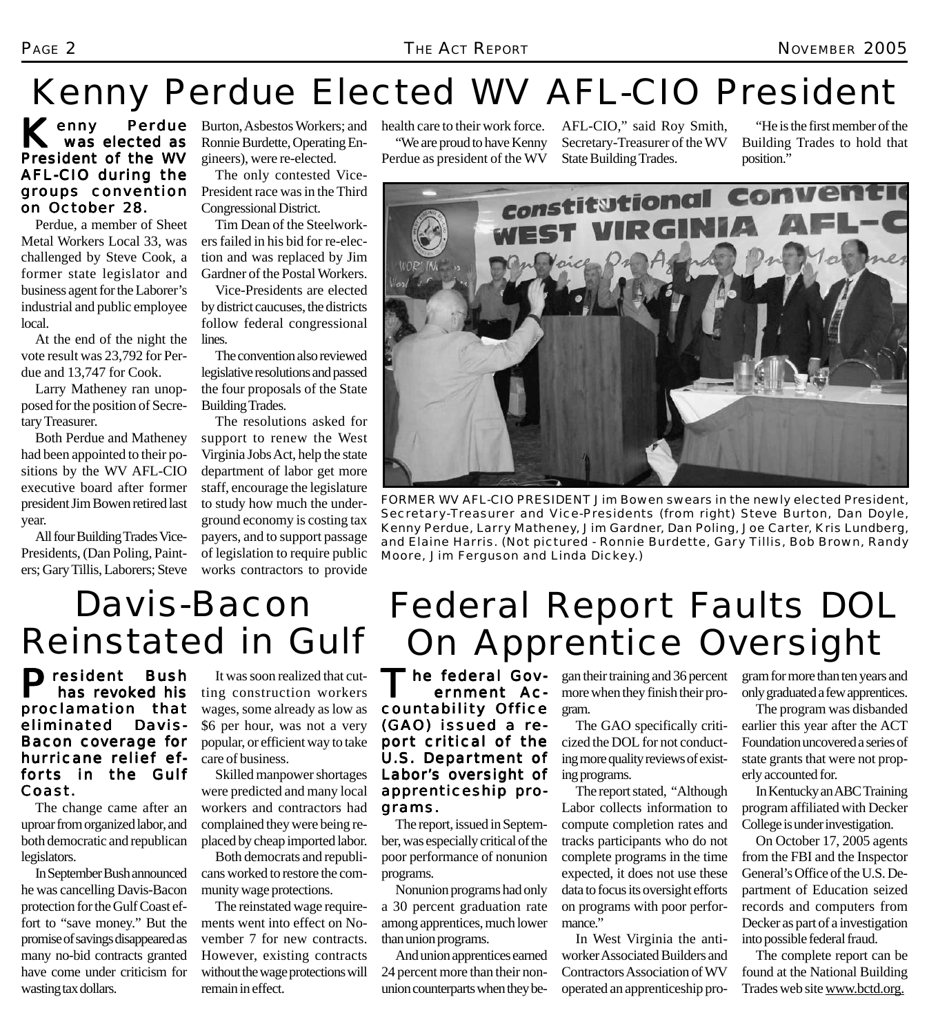# Kenny Perdue Elected WV AFL-CIO President

**Kenny Perdue was elected as President of the WV AFL-CIO during the groups convention on October 28.**

Perdue, a member of Sheet Metal Workers Local 33, was challenged by Steve Cook, a former state legislator and business agent for the Laborer's industrial and public employee local.

At the end of the night the vote result was 23,792 for Perdue and 13,747 for Cook.

Larry Matheney ran unopposed for the position of Secretary Treasurer.

Both Perdue and Matheney had been appointed to their positions by the WV AFL-CIO executive board after former president Jim Bowen retired last year.

All four Building Trades Vice-Presidents, (Dan Poling, Painters; Gary Tillis, Laborers; Steve Burton, Asbestos Workers; and Ronnie Burdette, Operating Engineers), were re-elected.

The only contested Vice-President race was in the Third Congressional District.

Tim Dean of the Steelworkers failed in his bid for re-election and was replaced by Jim Gardner of the Postal Workers.

Vice-Presidents are elected by district caucuses, the districts follow federal congressional lines.

The convention also reviewed legislative resolutions and passed the four proposals of the State Building Trades.

The resolutions asked for support to renew the West Virginia Jobs Act, help the state department of labor get more staff, encourage the legislature to study how much the underground economy is costing tax payers, and to support passage of legislation to require public works contractors to provide health care to their work force.

"We are proud to have Kenny Perdue as president of the WV AFL-CIO," said Roy Smith, Secretary-Treasurer of the WV State Building Trades.

"He is the first member of the Building Trades to hold that position."

FORMER WV AFL-CIO PRESIDENT Jim Bowen swears in the newly elected President, Secretary-Treasurer and Vice-Presidents (from right) Steve Burton, Dan Doyle, Kenny Perdue, Larry Matheney, Jim Gardner, Dan Poling, Joe Carter, Kris Lundberg, and Elaine Harris. (Not pictured - Ronnie Burdette, Gary Tillis, Bob Brown, Randy Moore, Jim Ferguson and Linda Dickey.)

# Davis-Bacon Reinstated in Gulf

**President Bush has revoked his proclamation that eliminated Davis-Bacon coverage for hurricane relief efforts in the Gulf Coast.**

The change came after an uproar from organized labor, and both democratic and republican legislators.

In September Bush announced he was cancelling Davis-Bacon protection for the Gulf Coast effort to "save money." But the promise of savings disappeared as many no-bid contracts granted have come under criticism for wasting tax dollars.

It was soon realized that cutting construction workers wages, some already as low as $6 per hour, was not a very popular, or efficient way to take care of business.

Skilled manpower shortages were predicted and many local workers and contractors had complained they were being replaced by cheap imported labor.

Both democrats and republicans worked to restore the community wage protections.

The reinstated wage requirements went into effect on November 7 for new contracts. However, existing contracts without the wage protections will remain in effect.

# Federal Report Faults DOL On Apprentice Oversight

**The federal Government Accountability Office (GAO) issued a report critical of the U.S. Department of Labor's oversight of apprenticeship programs.**

The report, issued in September, was especially critical of the poor performance of nonunion programs.

Nonunion programs had only a 30 percent graduation rate among apprentices, much lower than union programs.

And union apprentices earned 24 percent more than their nonunion counterparts when they began their training and 36 percent more when they finish their program.

The GAO specifically criticized the DOL for not conducting more quality reviews of existing programs.

The report stated, "Although Labor collects information to compute completion rates and tracks participants who do not complete programs in the time expected, it does not use these data to focus its oversight efforts on programs with poor performance."

In West Virginia the anti-worker Associated Builders and Contractors Association of WV operated an apprenticeship program for more than ten years and only graduated a few apprentices.

The program was disbanded earlier this year after the ACT Foundation uncovered a series of state grants that were not properly accounted for.

In Kentucky an ABC Training program affiliated with Decker College is under investigation.

On October 17, 2005 agents from the FBI and the Inspector General's Office of the U.S. Department of Education seized records and computers from Decker as part of a investigation into possible federal fraud.

The complete report can be found at the National Building Trades web site www.bctd.org.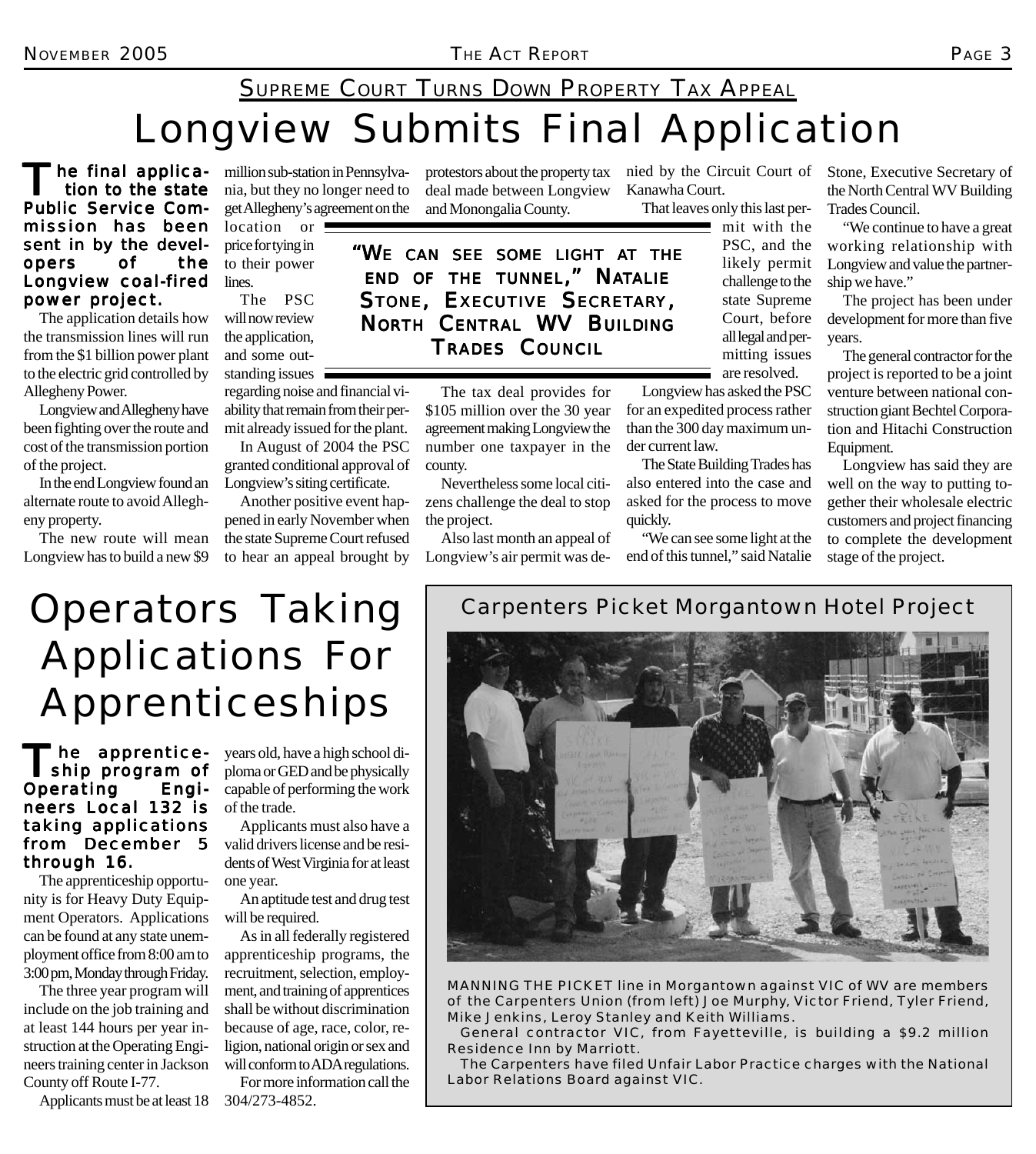## Supreme Court Turns Down Property Tax Appeal

# Longview Submits Final Application

**The final application to the state Public Service Commission has been sent in by the developers of the Longview coal-fired power project.**

The application details how the transmission lines will run from the $1 billion power plant to the electric grid controlled by Allegheny Power.

Longview and Allegheny have been fighting over the route and cost of the transmission portion of the project.

In the end Longview found an alternate route to avoid Allegheny property.

The new route will mean Longview has to build a new $9 million sub-station in Pennsylvania, but they no longer need to get Allegheny's agreement on the location or price for tying in to their power lines.

The PSC will now review the application, and some outstanding issues regarding noise and financial viability that remain from their permit already issued for the plant.

In August of 2004 the PSC granted conditional approval of Longview's siting certificate.

Another positive event happened in early November when the state Supreme Court refused to hear an appeal brought by protestors about the property tax deal made between Longview and Monongalia County.

> **"We can see some light at the end of the tunnel," Natalie Stone, Executive Secretary, North Central WV Building Trades Council**

The tax deal provides for $105 million over the 30 year agreement making Longview the number one taxpayer in the county.

Nevertheless some local citizens challenge the deal to stop the project.

Also last month an appeal of Longview's air permit was denied by the Circuit Court of Kanawha Court.

That leaves only this last permit with the PSC, and the likely permit challenge to the state Supreme Court, before all legal and permitting issues are resolved.

Longview has asked the PSC for an expedited process rather than the 300 day maximum under current law.

The State Building Trades has also entered into the case and asked for the process to move quickly.

"We can see some light at the end of this tunnel," said Natalie Stone, Executive Secretary of the North Central WV Building Trades Council.

"We continue to have a great working relationship with Longview and value the partnership we have."

The project has been under development for more than five years.

The general contractor for the project is reported to be a joint venture between national construction giant Bechtel Corporation and Hitachi Construction Equipment.

Longview has said they are well on the way to putting together their wholesale electric customers and project financing to complete the development stage of the project.

# Operators Taking Applications For Apprenticeships

**The apprenticeship program of Operating Engineers Local 132 is taking applications from December 5 through 16.**

The apprenticeship opportunity is for Heavy Duty Equipment Operators. Applications can be found at any state unemployment office from 8:00 am to 3:00 pm, Monday through Friday.

The three year program will include on the job training and at least 144 hours per year instruction at the Operating Engineers training center in Jackson County off Route I-77.

Applicants must be at least 18 years old, have a high school diploma or GED and be physically capable of performing the work of the trade.

Applicants must also have a valid drivers license and be residents of West Virginia for at least one year.

An aptitude test and drug test will be required.

As in all federally registered apprenticeship programs, the recruitment, selection, employment, and training of apprentices shall be without discrimination because of age, race, color, religion, national origin or sex and will conform to ADA regulations.

For more information call the 304/273-4852.

## Carpenters Picket Morgantown Hotel Project

MANNING THE PICKET line in Morgantown against VIC of WV are members of the Carpenters Union (from left) Joe Murphy, Victor Friend, Tyler Friend, Mike Jenkins, Leroy Stanley and Keith Williams.

General contractor VIC, from Fayetteville, is building a $9.2 million Residence Inn by Marriott.

The Carpenters have filed Unfair Labor Practice charges with the National Labor Relations Board against VIC.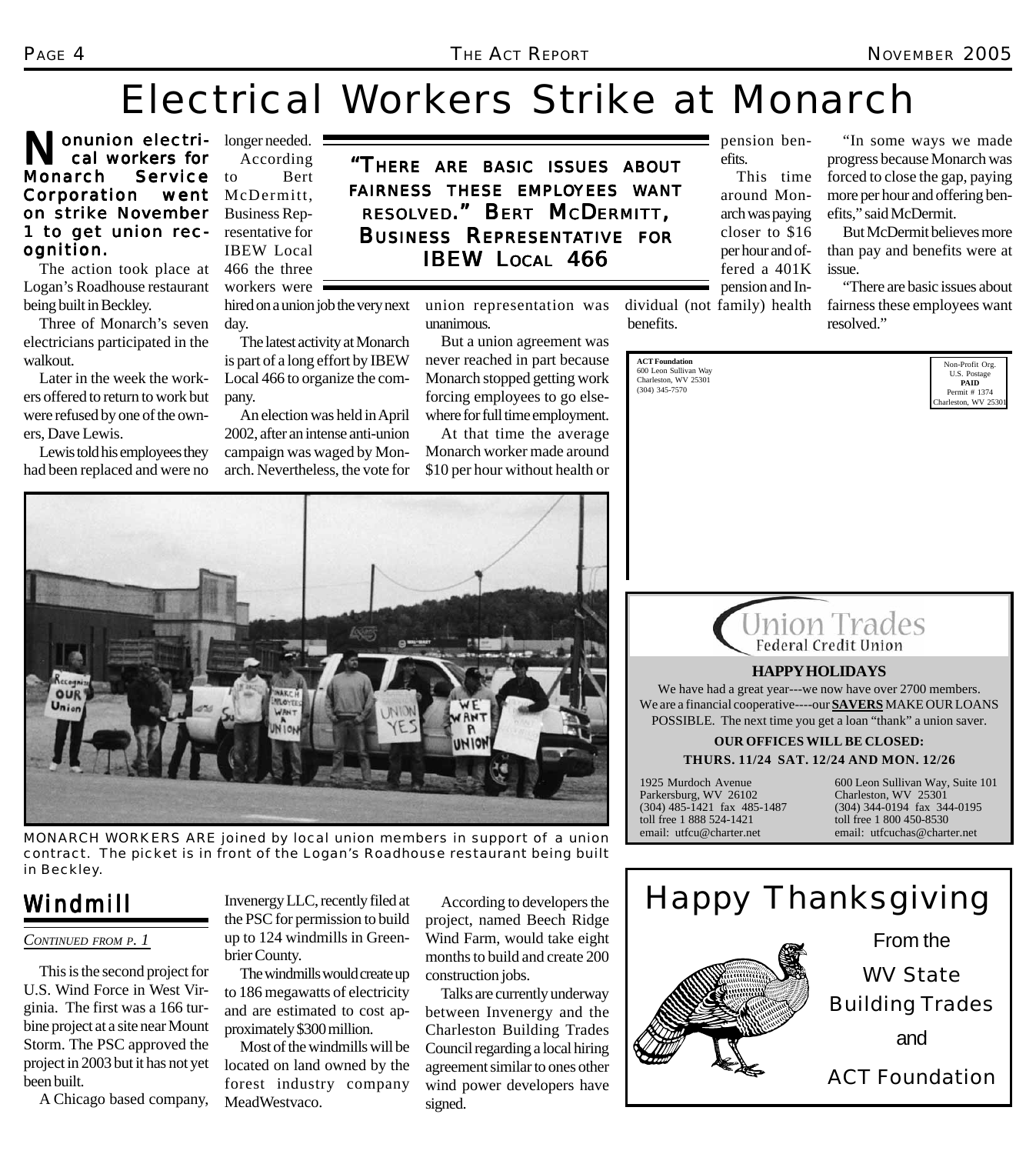# Electrical Workers Strike at Monarch

**Nonunion electrical workers for Monarch Service Corporation went on strike November 1 to get union recognition.**

The action took place at Logan's Roadhouse restaurant being built in Beckley.

Three of Monarch's seven electricians participated in the walkout.

Later in the week the workers offered to return to work but were refused by one of the owners, Dave Lewis.

Lewis told his employees they had been replaced and were no longer needed.

According to Bert McDermitt, Business Representative for IBEW Local 466 the three workers were hired on a union job the very next day.

> **"There are basic issues about fairness these employees want resolved." Bert McDermitt, Business Representative for IBEW Local 466**

The latest activity at Monarch is part of a long effort by IBEW Local 466 to organize the company.

An election was held in April 2002, after an intense anti-union campaign was waged by Monarch. Nevertheless, the vote for union representation was unanimous.

But a union agreement was never reached in part because Monarch stopped getting work forcing employees to go elsewhere for full time employment.

At that time the average Monarch worker made around $10 per hour without health or pension benefits.

This time around Monarch was paying closer to $16 per hour and offered a 401K pension and Individual (not family) health benefits.

"In some ways we made progress because Monarch was forced to close the gap, paying more per hour and offering benefits," said McDermit.

But McDermit believes more than pay and benefits were at issue.

"There are basic issues about fairness these employees want resolved."

MONARCH WORKERS ARE joined by local union members in support of a union contract. The picket is in front of the Logan's Roadhouse restaurant being built in Beckley.

ACT Foundation
600 Leon Sullivan Way
Charleston, WV 25301
(304) 345-7570

Non-Profit Org.
U.S. Postage
**PAID**
Permit # 1374
Charleston, WV 25301

## Windmill

*Continued from p. 1*

This is the second project for U.S. Wind Force in West Virginia. The first was a 166 turbine project at a site near Mount Storm. The PSC approved the project in 2003 but it has not yet been built.

A Chicago based company, Invenergy LLC, recently filed at the PSC for permission to build up to 124 windmills in Greenbrier County.

The windmills would create up to 186 megawatts of electricity and are estimated to cost approximately $300 million.

Most of the windmills will be located on land owned by the forest industry company MeadWestvaco.

According to developers the project, named Beech Ridge Wind Farm, would take eight months to build and create 200 construction jobs.

Talks are currently underway between Invenergy and the Charleston Building Trades Council regarding a local hiring agreement similar to ones other wind power developers have signed.

---

**Union Trades Federal Credit Union**

**HAPPY HOLIDAYS**

We have had a great year---we now have over 2700 members. We are a financial cooperative----our **SAVERS** MAKE OUR LOANS POSSIBLE. The next time you get a loan "thank" a union saver.

**OUR OFFICES WILL BE CLOSED:**
**THURS. 11/24 SAT. 12/24 AND MON. 12/26**

1925 Murdoch Avenue
Parkersburg, WV 26102
(304) 485-1421 fax 485-1487
toll free 1 888 524-1421
email: utfcu@charter.net

600 Leon Sullivan Way, Suite 101
Charleston, WV 25301
(304) 344-0194 fax 344-0195
toll free 1 800 450-8530
email: utfcuchas@charter.net

---

**Happy Thanksgiving**

From the
WV State Building Trades
and
ACT Foundation